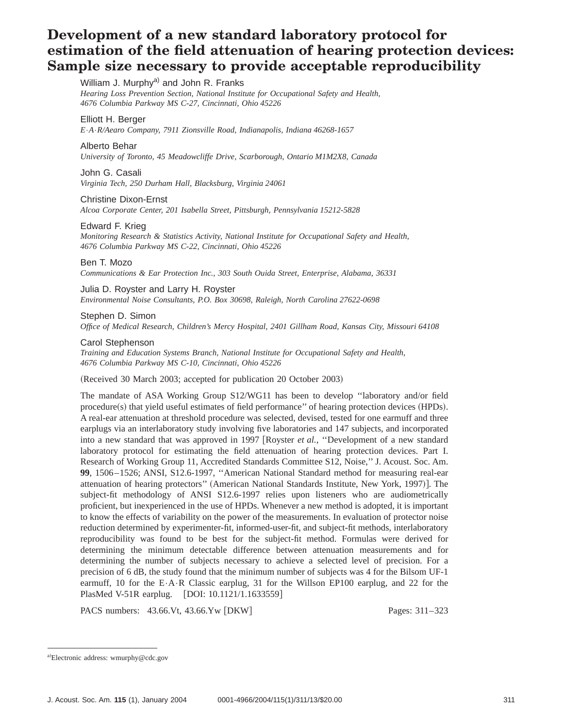# Development of a new standard laboratory protocol for estimation of the field attenuation of hearing protection devices: Sample size necessary to provide acceptable reproducibility

William J. Murphy[a] and John R. Franks
*Hearing Loss Prevention Section, National Institute for Occupational Safety and Health, 4676 Columbia Parkway MS C-27, Cincinnati, Ohio 45226*

Elliott H. Berger
*E·A·R/Aearo Company, 7911 Zionsville Road, Indianapolis, Indiana 46268-1657*

Alberto Behar
*University of Toronto, 45 Meadowcliffe Drive, Scarborough, Ontario M1M2X8, Canada*

John G. Casali
*Virginia Tech, 250 Durham Hall, Blacksburg, Virginia 24061*

Christine Dixon-Ernst
*Alcoa Corporate Center, 201 Isabella Street, Pittsburgh, Pennsylvania 15212-5828*

Edward F. Krieg
*Monitoring Research & Statistics Activity, National Institute for Occupational Safety and Health, 4676 Columbia Parkway MS C-22, Cincinnati, Ohio 45226*

Ben T. Mozo
*Communications & Ear Protection Inc., 303 South Ouida Street, Enterprise, Alabama, 36331*

Julia D. Royster and Larry H. Royster
*Environmental Noise Consultants, P.O. Box 30698, Raleigh, North Carolina 27622-0698*

Stephen D. Simon
*Office of Medical Research, Children's Mercy Hospital, 2401 Gillham Road, Kansas City, Missouri 64108*

Carol Stephenson
*Training and Education Systems Branch, National Institute for Occupational Safety and Health, 4676 Columbia Parkway MS C-10, Cincinnati, Ohio 45226*

(Received 30 March 2003; accepted for publication 20 October 2003)

The mandate of ASA Working Group S12/WG11 has been to develop "laboratory and/or field procedure(s) that yield useful estimates of field performance" of hearing protection devices (HPDs). A real-ear attenuation at threshold procedure was selected, devised, tested for one earmuff and three earplugs via an interlaboratory study involving five laboratories and 147 subjects, and incorporated into a new standard that was approved in 1997 [Royster *et al.*, "Development of a new standard laboratory protocol for estimating the field attenuation of hearing protection devices. Part I. Research of Working Group 11, Accredited Standards Committee S12, Noise," J. Acoust. Soc. Am. **99**, 1506–1526; ANSI, S12.6-1997, "American National Standard method for measuring real-ear attenuation of hearing protectors" (American National Standards Institute, New York, 1997)]. The subject-fit methodology of ANSI S12.6-1997 relies upon listeners who are audiometrically proficient, but inexperienced in the use of HPDs. Whenever a new method is adopted, it is important to know the effects of variability on the power of the measurements. In evaluation of protector noise reduction determined by experimenter-fit, informed-user-fit, and subject-fit methods, interlaboratory reproducibility was found to be best for the subject-fit method. Formulas were derived for determining the minimum detectable difference between attenuation measurements and for determining the number of subjects necessary to achieve a selected level of precision. For a precision of 6 dB, the study found that the minimum number of subjects was 4 for the Bilsom UF-1 earmuff, 10 for the E·A·R Classic earplug, 31 for the Willson EP100 earplug, and 22 for the PlasMed V-51R earplug. [DOI: 10.1121/1.1633559]

PACS numbers: 43.66.Vt, 43.66.Yw [DKW] Pages: 311–323

[a]Electronic address: wmurphy@cdc.gov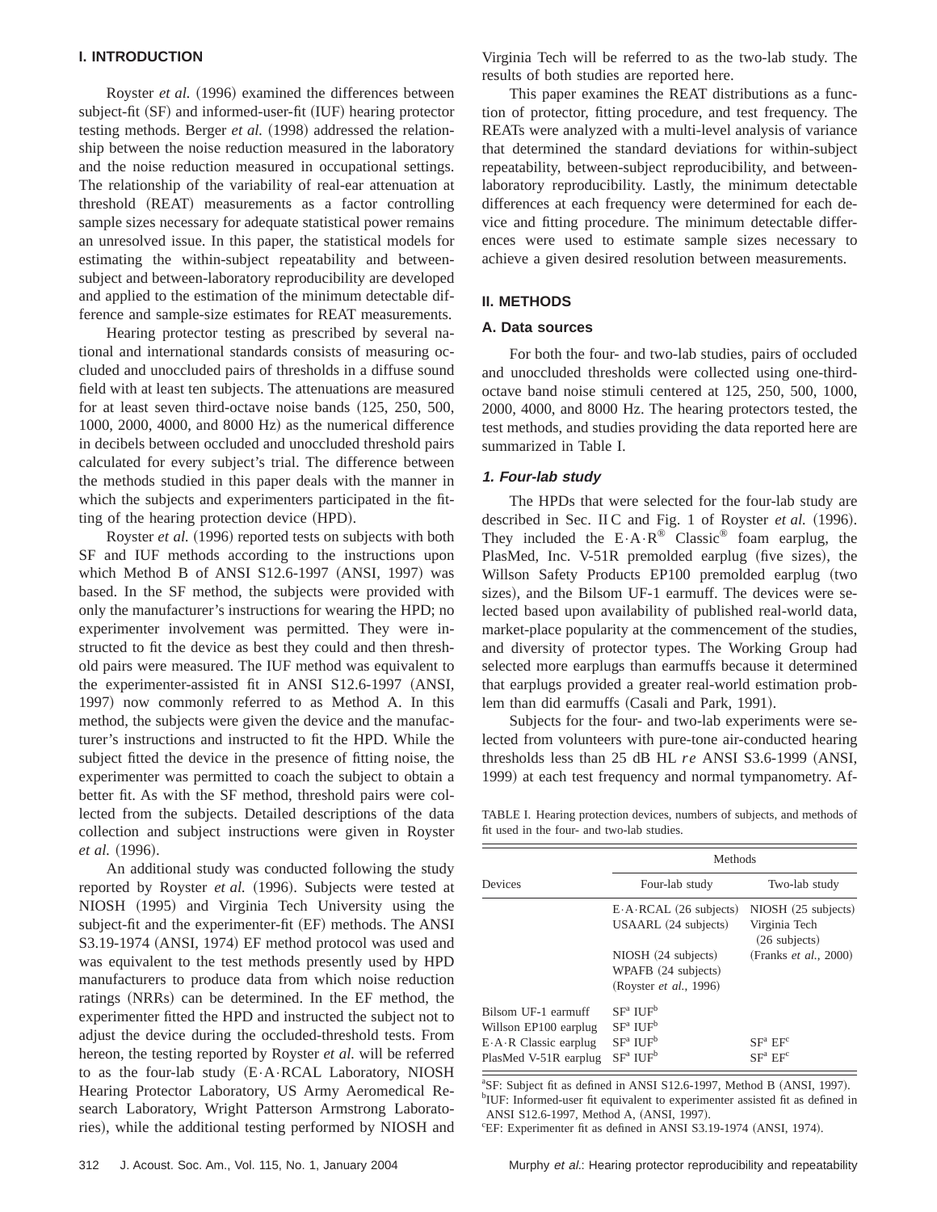## I. INTRODUCTION

Royster *et al.* (1996) examined the differences between subject-fit (SF) and informed-user-fit (IUF) hearing protector testing methods. Berger *et al.* (1998) addressed the relationship between the noise reduction measured in the laboratory and the noise reduction measured in occupational settings. The relationship of the variability of real-ear attenuation at threshold (REAT) measurements as a factor controlling sample sizes necessary for adequate statistical power remains an unresolved issue. In this paper, the statistical models for estimating the within-subject repeatability and between-subject and between-laboratory reproducibility are developed and applied to the estimation of the minimum detectable difference and sample-size estimates for REAT measurements.

Hearing protector testing as prescribed by several national and international standards consists of measuring occluded and unoccluded pairs of thresholds in a diffuse sound field with at least ten subjects. The attenuations are measured for at least seven third-octave noise bands (125, 250, 500, 1000, 2000, 4000, and 8000 Hz) as the numerical difference in decibels between occluded and unoccluded threshold pairs calculated for every subject's trial. The difference between the methods studied in this paper deals with the manner in which the subjects and experimenters participated in the fitting of the hearing protection device (HPD).

Royster *et al.* (1996) reported tests on subjects with both SF and IUF methods according to the instructions upon which Method B of ANSI S12.6-1997 (ANSI, 1997) was based. In the SF method, the subjects were provided with only the manufacturer's instructions for wearing the HPD; no experimenter involvement was permitted. They were instructed to fit the device as best they could and then threshold pairs were measured. The IUF method was equivalent to the experimenter-assisted fit in ANSI S12.6-1997 (ANSI, 1997) now commonly referred to as Method A. In this method, the subjects were given the device and the manufacturer's instructions and instructed to fit the HPD. While the subject fitted the device in the presence of fitting noise, the experimenter was permitted to coach the subject to obtain a better fit. As with the SF method, threshold pairs were collected from the subjects. Detailed descriptions of the data collection and subject instructions were given in Royster *et al.* (1996).

An additional study was conducted following the study reported by Royster *et al.* (1996). Subjects were tested at NIOSH (1995) and Virginia Tech University using the subject-fit and the experimenter-fit (EF) methods. The ANSI S3.19-1974 (ANSI, 1974) EF method protocol was used and was equivalent to the test methods presently used by HPD manufacturers to produce data from which noise reduction ratings (NRRs) can be determined. In the EF method, the experimenter fitted the HPD and instructed the subject not to adjust the device during the occluded-threshold tests. From hereon, the testing reported by Royster *et al.* will be referred to as the four-lab study (E·A·RCAL Laboratory, NIOSH Hearing Protector Laboratory, US Army Aeromedical Research Laboratory, Wright Patterson Armstrong Laboratories), while the additional testing performed by NIOSH and Virginia Tech will be referred to as the two-lab study. The results of both studies are reported here.

This paper examines the REAT distributions as a function of protector, fitting procedure, and test frequency. The REATs were analyzed with a multi-level analysis of variance that determined the standard deviations for within-subject repeatability, between-subject reproducibility, and between-laboratory reproducibility. Lastly, the minimum detectable differences at each frequency were determined for each device and fitting procedure. The minimum detectable differences were used to estimate sample sizes necessary to achieve a given desired resolution between measurements.

## II. METHODS

### A. Data sources

For both the four- and two-lab studies, pairs of occluded and unoccluded thresholds were collected using one-third-octave band noise stimuli centered at 125, 250, 500, 1000, 2000, 4000, and 8000 Hz. The hearing protectors tested, the test methods, and studies providing the data reported here are summarized in Table I.

#### 1. Four-lab study

The HPDs that were selected for the four-lab study are described in Sec. II C and Fig. 1 of Royster *et al.* (1996). They included the E·A·R® Classic® foam earplug, the PlasMed, Inc. V-51R premolded earplug (five sizes), the Willson Safety Products EP100 premolded earplug (two sizes), and the Bilsom UF-1 earmuff. The devices were selected based upon availability of published real-world data, market-place popularity at the commencement of the studies, and diversity of protector types. The Working Group had selected more earplugs than earmuffs because it determined that earplugs provided a greater real-world estimation problem than did earmuffs (Casali and Park, 1991).

Subjects for the four- and two-lab experiments were selected from volunteers with pure-tone air-conducted hearing thresholds less than 25 dB HL *re* ANSI S3.6-1999 (ANSI, 1999) at each test frequency and normal tympanometry. Af-

TABLE I. Hearing protection devices, numbers of subjects, and methods of fit used in the four- and two-lab studies.

| Devices | Methods | |
|---|---|---|
| | Four-lab study | Two-lab study |
| | E·A·RCAL (26 subjects)<br>USAARL (24 subjects)<br>NIOSH (24 subjects)<br>WPAFB (24 subjects)<br>(Royster *et al.*, 1996) | NIOSH (25 subjects)<br>Virginia Tech (26 subjects)<br>(Franks *et al.*, 2000) |
| Bilsom UF-1 earmuff | SF[a] IUF[b] | |
| Willson EP100 earplug | SF[a] IUF[b] | |
| E·A·R Classic earplug | SF[a] IUF[b] | SF[a] EF[c] |
| PlasMed V-51R earplug | SF[a] IUF[b] | SF[a] EF[c] |

[a]SF: Subject fit as defined in ANSI S12.6-1997, Method B (ANSI, 1997).
[b]IUF: Informed-user fit equivalent to experimenter assisted fit as defined in ANSI S12.6-1997, Method A, (ANSI, 1997).
[c]EF: Experimenter fit as defined in ANSI S3.19-1974 (ANSI, 1974).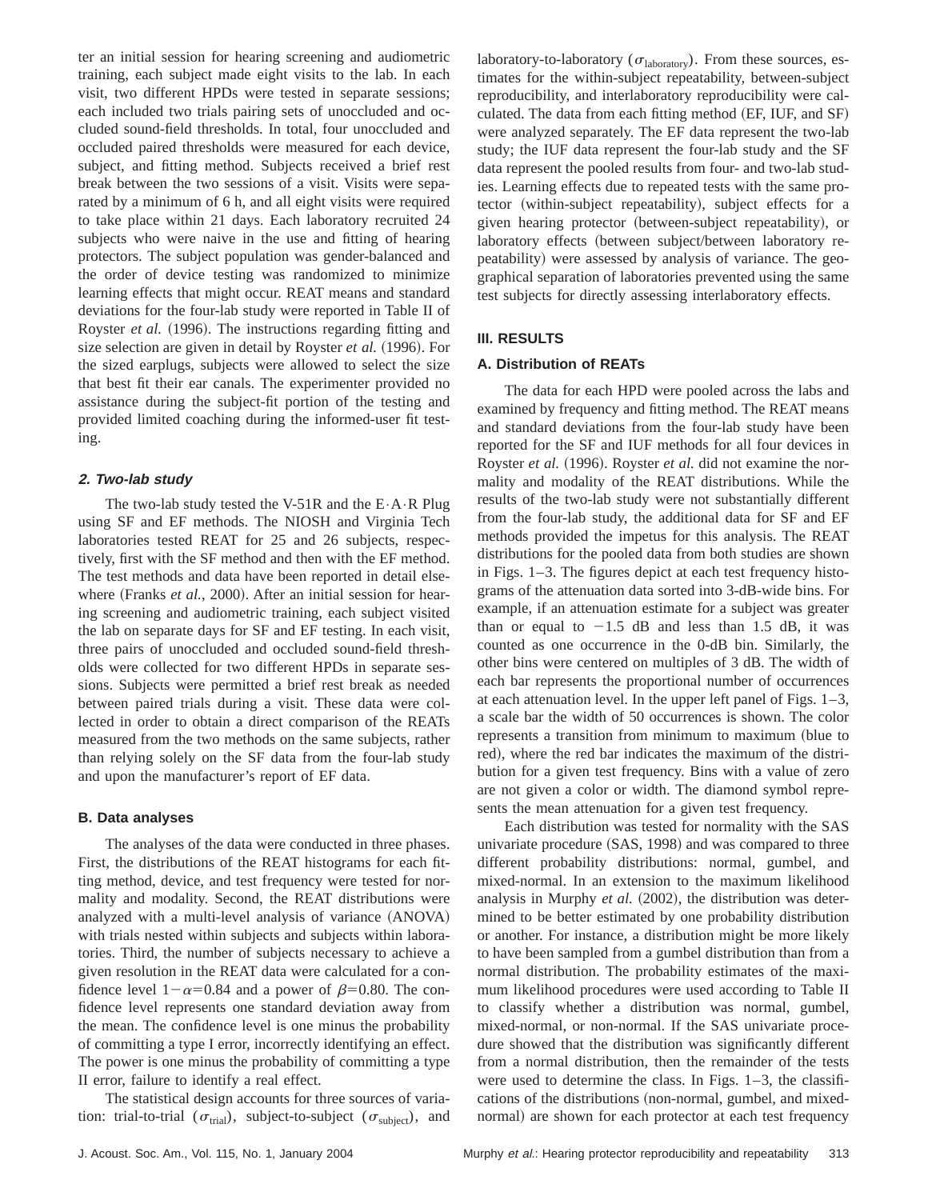ter an initial session for hearing screening and audiometric training, each subject made eight visits to the lab. In each visit, two different HPDs were tested in separate sessions; each included two trials pairing sets of unoccluded and occluded sound-field thresholds. In total, four unoccluded and occluded paired thresholds were measured for each device, subject, and fitting method. Subjects received a brief rest break between the two sessions of a visit. Visits were separated by a minimum of 6 h, and all eight visits were required to take place within 21 days. Each laboratory recruited 24 subjects who were naive in the use and fitting of hearing protectors. The subject population was gender-balanced and the order of device testing was randomized to minimize learning effects that might occur. REAT means and standard deviations for the four-lab study were reported in Table II of Royster *et al.* (1996). The instructions regarding fitting and size selection are given in detail by Royster *et al.* (1996). For the sized earplugs, subjects were allowed to select the size that best fit their ear canals. The experimenter provided no assistance during the subject-fit portion of the testing and provided limited coaching during the informed-user fit testing.

#### 2. Two-lab study

The two-lab study tested the V-51R and the E·A·R Plug using SF and EF methods. The NIOSH and Virginia Tech laboratories tested REAT for 25 and 26 subjects, respectively, first with the SF method and then with the EF method. The test methods and data have been reported in detail elsewhere (Franks *et al.*, 2000). After an initial session for hearing screening and audiometric training, each subject visited the lab on separate days for SF and EF testing. In each visit, three pairs of unoccluded and occluded sound-field thresholds were collected for two different HPDs in separate sessions. Subjects were permitted a brief rest break as needed between paired trials during a visit. These data were collected in order to obtain a direct comparison of the REATs measured from the two methods on the same subjects, rather than relying solely on the SF data from the four-lab study and upon the manufacturer's report of EF data.

### B. Data analyses

The analyses of the data were conducted in three phases. First, the distributions of the REAT histograms for each fitting method, device, and test frequency were tested for normality and modality. Second, the REAT distributions were analyzed with a multi-level analysis of variance (ANOVA) with trials nested within subjects and subjects within laboratories. Third, the number of subjects necessary to achieve a given resolution in the REAT data were calculated for a confidence level $1-\alpha=0.84$ and a power of $\beta=0.80$. The confidence level represents one standard deviation away from the mean. The confidence level is one minus the probability of committing a type I error, incorrectly identifying an effect. The power is one minus the probability of committing a type II error, failure to identify a real effect.

The statistical design accounts for three sources of variation: trial-to-trial ($\sigma_{\text{trial}}$), subject-to-subject ($\sigma_{\text{subject}}$), and laboratory-to-laboratory ($\sigma_{\text{laboratory}}$). From these sources, estimates for the within-subject repeatability, between-subject reproducibility, and interlaboratory reproducibility were calculated. The data from each fitting method (EF, IUF, and SF) were analyzed separately. The EF data represent the two-lab study; the IUF data represent the four-lab study and the SF data represent the pooled results from four- and two-lab studies. Learning effects due to repeated tests with the same protector (within-subject repeatability), subject effects for a given hearing protector (between-subject repeatability), or laboratory effects (between subject/between laboratory repeatability) were assessed by analysis of variance. The geographical separation of laboratories prevented using the same test subjects for directly assessing interlaboratory effects.

## III. RESULTS

### A. Distribution of REATs

The data for each HPD were pooled across the labs and examined by frequency and fitting method. The REAT means and standard deviations from the four-lab study have been reported for the SF and IUF methods for all four devices in Royster *et al.* (1996). Royster *et al.* did not examine the normality and modality of the REAT distributions. While the results of the two-lab study were not substantially different from the four-lab study, the additional data for SF and EF methods provided the impetus for this analysis. The REAT distributions for the pooled data from both studies are shown in Figs. 1–3. The figures depict at each test frequency histograms of the attenuation data sorted into 3-dB-wide bins. For example, if an attenuation estimate for a subject was greater than or equal to $-1.5$ dB and less than 1.5 dB, it was counted as one occurrence in the 0-dB bin. Similarly, the other bins were centered on multiples of 3 dB. The width of each bar represents the proportional number of occurrences at each attenuation level. In the upper left panel of Figs. 1–3, a scale bar the width of 50 occurrences is shown. The color represents a transition from minimum to maximum (blue to red), where the red bar indicates the maximum of the distribution for a given test frequency. Bins with a value of zero are not given a color or width. The diamond symbol represents the mean attenuation for a given test frequency.

Each distribution was tested for normality with the SAS univariate procedure (SAS, 1998) and was compared to three different probability distributions: normal, gumbel, and mixed-normal. In an extension to the maximum likelihood analysis in Murphy *et al.* (2002), the distribution was determined to be better estimated by one probability distribution or another. For instance, a distribution might be more likely to have been sampled from a gumbel distribution than from a normal distribution. The probability estimates of the maximum likelihood procedures were used according to Table II to classify whether a distribution was normal, gumbel, mixed-normal, or non-normal. If the SAS univariate procedure showed that the distribution was significantly different from a normal distribution, then the remainder of the tests were used to determine the class. In Figs. 1–3, the classifications of the distributions (non-normal, gumbel, and mixed-normal) are shown for each protector at each test frequency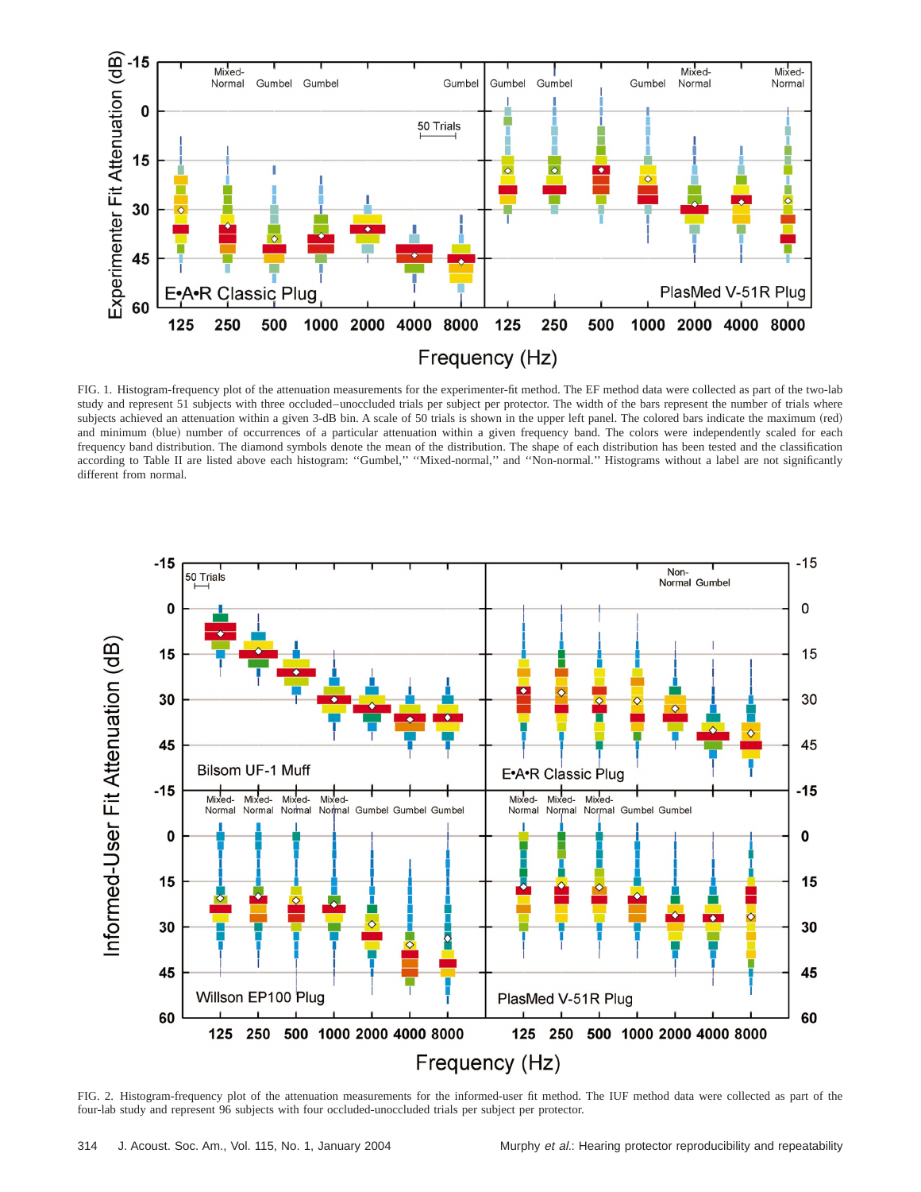FIG. 1. Histogram-frequency plot of the attenuation measurements for the experimenter-fit method. The EF method data were collected as part of the two-lab study and represent 51 subjects with three occluded–unoccluded trials per subject per protector. The width of the bars represent the number of trials where subjects achieved an attenuation within a given 3-dB bin. A scale of 50 trials is shown in the upper left panel. The colored bars indicate the maximum (red) and minimum (blue) number of occurrences of a particular attenuation within a given frequency band. The colors were independently scaled for each frequency band distribution. The diamond symbols denote the mean of the distribution. The shape of each distribution has been tested and the classification according to Table II are listed above each histogram: ''Gumbel,'' ''Mixed-normal,'' and ''Non-normal.'' Histograms without a label are not significantly different from normal.

FIG. 2. Histogram-frequency plot of the attenuation measurements for the informed-user fit method. The IUF method data were collected as part of the four-lab study and represent 96 subjects with four occluded-unoccluded trials per subject per protector.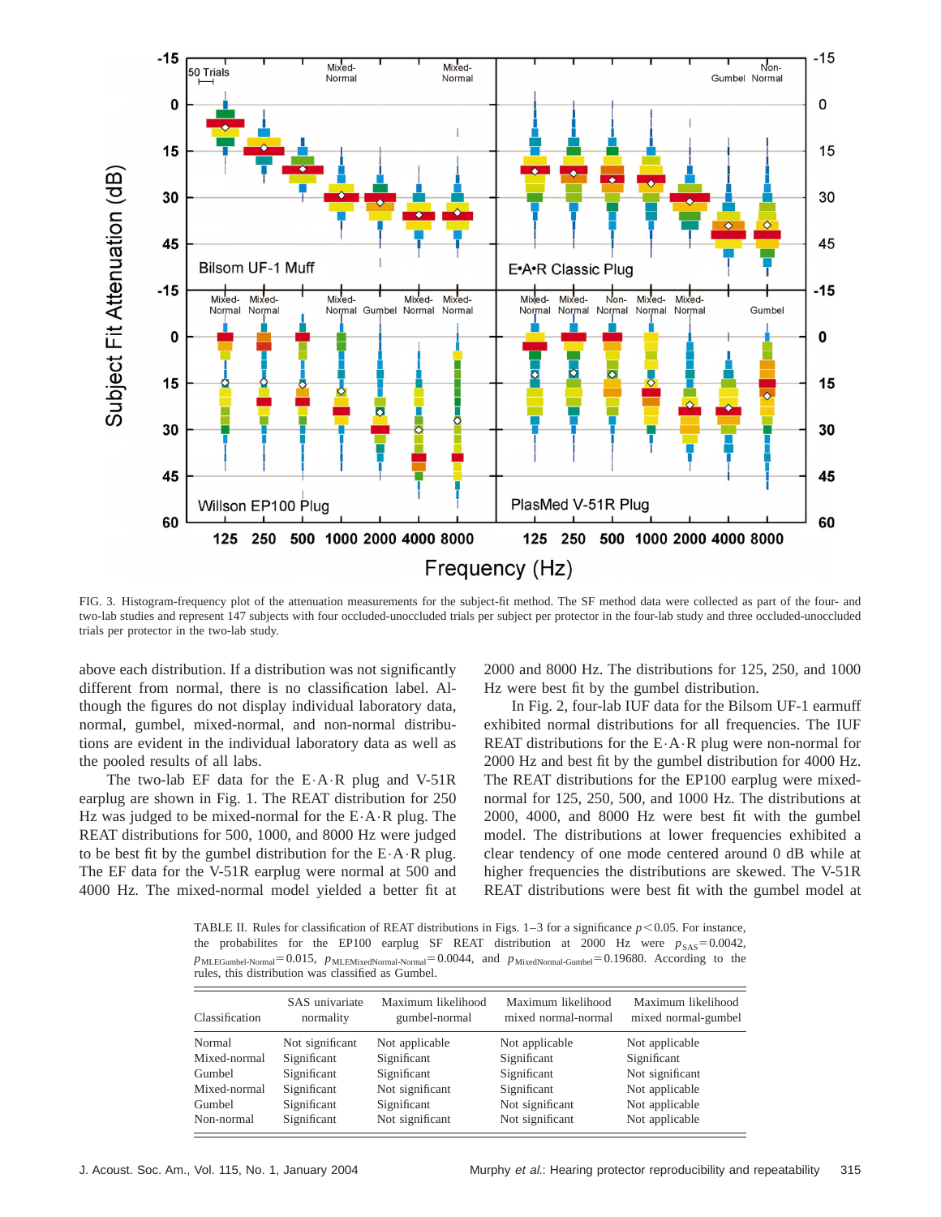FIG. 3. Histogram-frequency plot of the attenuation measurements for the subject-fit method. The SF method data were collected as part of the four- and two-lab studies and represent 147 subjects with four occluded-unoccluded trials per subject per protector in the four-lab study and three occluded-unoccluded trials per protector in the two-lab study.

above each distribution. If a distribution was not significantly different from normal, there is no classification label. Although the figures do not display individual laboratory data, normal, gumbel, mixed-normal, and non-normal distributions are evident in the individual laboratory data as well as the pooled results of all labs.

The two-lab EF data for the E·A·R plug and V-51R earplug are shown in Fig. 1. The REAT distribution for 250 Hz was judged to be mixed-normal for the E·A·R plug. The REAT distributions for 500, 1000, and 8000 Hz were judged to be best fit by the gumbel distribution for the E·A·R plug. The EF data for the V-51R earplug were normal at 500 and 4000 Hz. The mixed-normal model yielded a better fit at 2000 and 8000 Hz. The distributions for 125, 250, and 1000 Hz were best fit by the gumbel distribution.

In Fig. 2, four-lab IUF data for the Bilsom UF-1 earmuff exhibited normal distributions for all frequencies. The IUF REAT distributions for the E·A·R plug were non-normal for 2000 Hz and best fit by the gumbel distribution for 4000 Hz. The REAT distributions for the EP100 earplug were mixed-normal for 125, 250, 500, and 1000 Hz. The distributions at 2000, 4000, and 8000 Hz were best fit with the gumbel model. The distributions at lower frequencies exhibited a clear tendency of one mode centered around 0 dB while at higher frequencies the distributions are skewed. The V-51R REAT distributions were best fit with the gumbel model at

TABLE II. Rules for classification of REAT distributions in Figs. 1–3 for a significance $p < 0.05$. For instance, the probabilites for the EP100 earplug SF REAT distribution at 2000 Hz were $p_{SAS} = 0.0042$, $p_{MLEGumbel\text{-}Normal} = 0.015$, $p_{MLEMixedNormal\text{-}Normal} = 0.0044$, and $p_{MixedNormal\text{-}Gumbel} = 0.19680$. According to the rules, this distribution was classified as Gumbel.

| Classification | SAS univariate normality | Maximum likelihood gumbel-normal | Maximum likelihood mixed normal-normal | Maximum likelihood mixed normal-gumbel |
|---|---|---|---|---|
| Normal | Not significant | Not applicable | Not applicable | Not applicable |
| Mixed-normal | Significant | Significant | Significant | Significant |
| Gumbel | Significant | Significant | Significant | Not significant |
| Mixed-normal | Significant | Not significant | Significant | Not applicable |
| Gumbel | Significant | Significant | Not significant | Not applicable |
| Non-normal | Significant | Not significant | Not significant | Not applicable |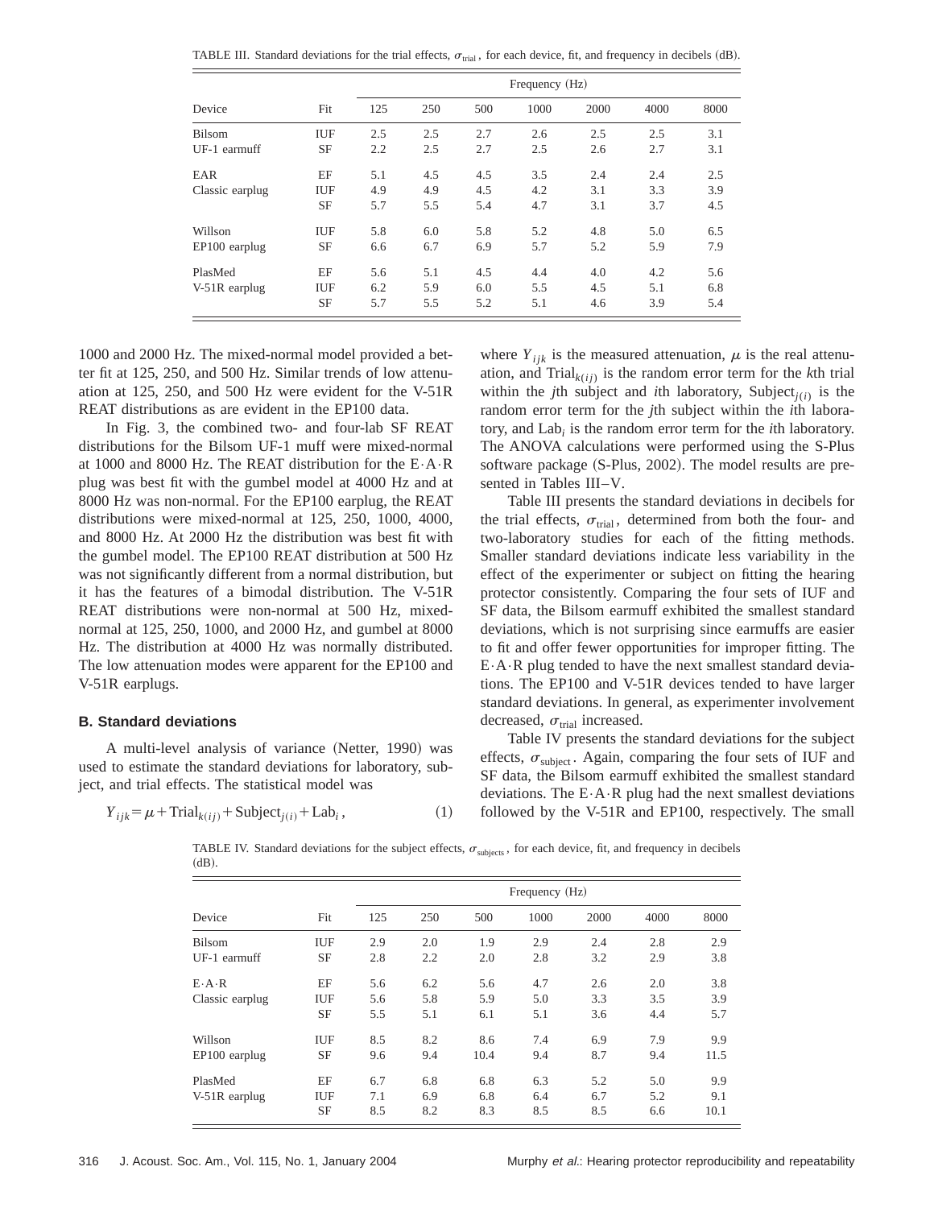TABLE III. Standard deviations for the trial effects, $\sigma_{\text{trial}}$, for each device, fit, and frequency in decibels (dB).

| Device | Fit | Frequency (Hz) | | | | | | |
|---|---|---|---|---|---|---|---|---|
| | | 125 | 250 | 500 | 1000 | 2000 | 4000 | 8000 |
| Bilsom | IUF | 2.5 | 2.5 | 2.7 | 2.6 | 2.5 | 2.5 | 3.1 |
| UF-1 earmuff | SF | 2.2 | 2.5 | 2.7 | 2.5 | 2.6 | 2.7 | 3.1 |
| EAR | EF | 5.1 | 4.5 | 4.5 | 3.5 | 2.4 | 2.4 | 2.5 |
| Classic earplug | IUF | 4.9 | 4.9 | 4.5 | 4.2 | 3.1 | 3.3 | 3.9 |
| | SF | 5.7 | 5.5 | 5.4 | 4.7 | 3.1 | 3.7 | 4.5 |
| Willson | IUF | 5.8 | 6.0 | 5.8 | 5.2 | 4.8 | 5.0 | 6.5 |
| EP100 earplug | SF | 6.6 | 6.7 | 6.9 | 5.7 | 5.2 | 5.9 | 7.9 |
| PlasMed | EF | 5.6 | 5.1 | 4.5 | 4.4 | 4.0 | 4.2 | 5.6 |
| V-51R earplug | IUF | 6.2 | 5.9 | 6.0 | 5.5 | 4.5 | 5.1 | 6.8 |
| | SF | 5.7 | 5.5 | 5.2 | 5.1 | 4.6 | 3.9 | 5.4 |

1000 and 2000 Hz. The mixed-normal model provided a better fit at 125, 250, and 500 Hz. Similar trends of low attenuation at 125, 250, and 500 Hz were evident for the V-51R REAT distributions as are evident in the EP100 data.

In Fig. 3, the combined two- and four-lab SF REAT distributions for the Bilsom UF-1 muff were mixed-normal at 1000 and 8000 Hz. The REAT distribution for the E·A·R plug was best fit with the gumbel model at 4000 Hz and at 8000 Hz was non-normal. For the EP100 earplug, the REAT distributions were mixed-normal at 125, 250, 1000, 4000, and 8000 Hz. At 2000 Hz the distribution was best fit with the gumbel model. The EP100 REAT distribution at 500 Hz was not significantly different from a normal distribution, but it has the features of a bimodal distribution. The V-51R REAT distributions were non-normal at 500 Hz, mixed-normal at 125, 250, 1000, and 2000 Hz, and gumbel at 8000 Hz. The distribution at 4000 Hz was normally distributed. The low attenuation modes were apparent for the EP100 and V-51R earplugs.

### B. Standard deviations

A multi-level analysis of variance (Netter, 1990) was used to estimate the standard deviations for laboratory, subject, and trial effects. The statistical model was

$$Y_{ijk} = \mu + \text{Trial}_{k(ij)} + \text{Subject}_{j(i)} + \text{Lab}_i, \tag{1}$$

where $Y_{ijk}$ is the measured attenuation, $\mu$ is the real attenuation, and $\text{Trial}_{k(ij)}$ is the random error term for the $k$th trial within the $j$th subject and $i$th laboratory, $\text{Subject}_{j(i)}$ is the random error term for the $j$th subject within the $i$th laboratory, and $\text{Lab}_i$ is the random error term for the $i$th laboratory. The ANOVA calculations were performed using the S-Plus software package (S-Plus, 2002). The model results are presented in Tables III–V.

Table III presents the standard deviations in decibels for the trial effects, $\sigma_{\text{trial}}$, determined from both the four- and two-laboratory studies for each of the fitting methods. Smaller standard deviations indicate less variability in the effect of the experimenter or subject on fitting the hearing protector consistently. Comparing the four sets of IUF and SF data, the Bilsom earmuff exhibited the smallest standard deviations, which is not surprising since earmuffs are easier to fit and offer fewer opportunities for improper fitting. The E·A·R plug tended to have the next smallest standard deviations. The EP100 and V-51R devices tended to have larger standard deviations. In general, as experimenter involvement decreased, $\sigma_{\text{trial}}$ increased.

Table IV presents the standard deviations for the subject effects, $\sigma_{\text{subject}}$. Again, comparing the four sets of IUF and SF data, the Bilsom earmuff exhibited the smallest standard deviations. The E·A·R plug had the next smallest deviations followed by the V-51R and EP100, respectively. The small

TABLE IV. Standard deviations for the subject effects, $\sigma_{\text{subjects}}$, for each device, fit, and frequency in decibels (dB).

| Device | Fit | Frequency (Hz) | | | | | | |
|---|---|---|---|---|---|---|---|---|
| | | 125 | 250 | 500 | 1000 | 2000 | 4000 | 8000 |
| Bilsom | IUF | 2.9 | 2.0 | 1.9 | 2.9 | 2.4 | 2.8 | 2.9 |
| UF-1 earmuff | SF | 2.8 | 2.2 | 2.0 | 2.8 | 3.2 | 2.9 | 3.8 |
| E·A·R | EF | 5.6 | 6.2 | 5.6 | 4.7 | 2.6 | 2.0 | 3.8 |
| Classic earplug | IUF | 5.6 | 5.8 | 5.9 | 5.0 | 3.3 | 3.5 | 3.9 |
| | SF | 5.5 | 5.1 | 6.1 | 5.1 | 3.6 | 4.4 | 5.7 |
| Willson | IUF | 8.5 | 8.2 | 8.6 | 7.4 | 6.9 | 7.9 | 9.9 |
| EP100 earplug | SF | 9.6 | 9.4 | 10.4 | 9.4 | 8.7 | 9.4 | 11.5 |
| PlasMed | EF | 6.7 | 6.8 | 6.8 | 6.3 | 5.2 | 5.0 | 9.9 |
| V-51R earplug | IUF | 7.1 | 6.9 | 6.8 | 6.4 | 6.7 | 5.2 | 9.1 |
| | SF | 8.5 | 8.2 | 8.3 | 8.5 | 8.5 | 6.6 | 10.1 |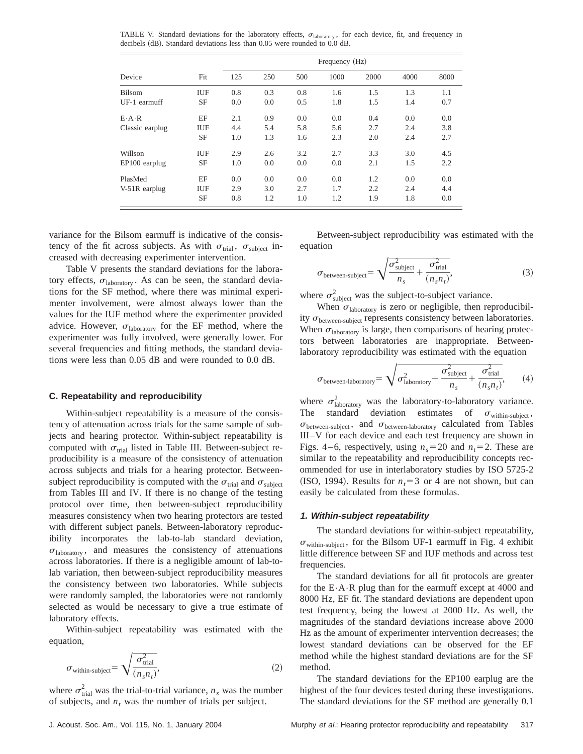TABLE V. Standard deviations for the laboratory effects, $\sigma_{\text{laboratory}}$, for each device, fit, and frequency in decibels (dB). Standard deviations less than 0.05 were rounded to 0.0 dB.

| Device | Fit | Frequency (Hz) | | | | | | |
|---|---|---|---|---|---|---|---|---|
| | | 125 | 250 | 500 | 1000 | 2000 | 4000 | 8000 |
| Bilsom | IUF | 0.8 | 0.3 | 0.8 | 1.6 | 1.5 | 1.3 | 1.1 |
| UF-1 earmuff | SF | 0.0 | 0.0 | 0.5 | 1.8 | 1.5 | 1.4 | 0.7 |
| E·A·R | EF | 2.1 | 0.9 | 0.0 | 0.0 | 0.4 | 0.0 | 0.0 |
| Classic earplug | IUF | 4.4 | 5.4 | 5.8 | 5.6 | 2.7 | 2.4 | 3.8 |
| | SF | 1.0 | 1.3 | 1.6 | 2.3 | 2.0 | 2.4 | 2.7 |
| Willson | IUF | 2.9 | 2.6 | 3.2 | 2.7 | 3.3 | 3.0 | 4.5 |
| EP100 earplug | SF | 1.0 | 0.0 | 0.0 | 0.0 | 2.1 | 1.5 | 2.2 |
| PlasMed | EF | 0.0 | 0.0 | 0.0 | 0.0 | 1.2 | 0.0 | 0.0 |
| V-51R earplug | IUF | 2.9 | 3.0 | 2.7 | 1.7 | 2.2 | 2.4 | 4.4 |
| | SF | 0.8 | 1.2 | 1.0 | 1.2 | 1.9 | 1.8 | 0.0 |

variance for the Bilsom earmuff is indicative of the consistency of the fit across subjects. As with $\sigma_{\text{trial}}$, $\sigma_{\text{subject}}$ increased with decreasing experimenter intervention.

Table V presents the standard deviations for the laboratory effects, $\sigma_{\text{laboratory}}$. As can be seen, the standard deviations for the SF method, where there was minimal experimenter involvement, were almost always lower than the values for the IUF method where the experimenter provided advice. However, $\sigma_{\text{laboratory}}$ for the EF method, where the experimenter was fully involved, were generally lower. For several frequencies and fitting methods, the standard deviations were less than 0.05 dB and were rounded to 0.0 dB.

### C. Repeatability and reproducibility

Within-subject repeatability is a measure of the consistency of attenuation across trials for the same sample of subjects and hearing protector. Within-subject repeatability is computed with $\sigma_{\text{trial}}$ listed in Table III. Between-subject reproducibility is a measure of the consistency of attenuation across subjects and trials for a hearing protector. Between-subject reproducibility is computed with the $\sigma_{\text{trial}}$ and $\sigma_{\text{subject}}$ from Tables III and IV. If there is no change of the testing protocol over time, then between-subject reproducibility measures consistency when two hearing protectors are tested with different subject panels. Between-laboratory reproducibility incorporates the lab-to-lab standard deviation, $\sigma_{\text{laboratory}}$, and measures the consistency of attenuations across laboratories. If there is a negligible amount of lab-to-lab variation, then between-subject reproducibility measures the consistency between two laboratories. While subjects were randomly sampled, the laboratories were not randomly selected as would be necessary to give a true estimate of laboratory effects.

Within-subject repeatability was estimated with the equation,

$$\sigma_{\text{within-subject}} = \sqrt{\frac{\sigma_{\text{trial}}^2}{(n_s n_t)}}, \tag{2}$$

where $\sigma_{\text{trial}}^2$ was the trial-to-trial variance, $n_s$ was the number of subjects, and $n_t$ was the number of trials per subject.

Between-subject reproducibility was estimated with the equation

$$\sigma_{\text{between-subject}} = \sqrt{\frac{\sigma_{\text{subject}}^2}{n_s} + \frac{\sigma_{\text{trial}}^2}{(n_s n_t)}}, \tag{3}$$

where $\sigma_{\text{subject}}^2$ was the subject-to-subject variance.

When $\sigma_{\text{laboratory}}$ is zero or negligible, then reproducibility $\sigma_{\text{between-subject}}$ represents consistency between laboratories. When $\sigma_{\text{laboratory}}$ is large, then comparisons of hearing protectors between laboratories are inappropriate. Between-laboratory reproducibility was estimated with the equation

$$\sigma_{\text{between-laboratory}} = \sqrt{\sigma_{\text{laboratory}}^2 + \frac{\sigma_{\text{subject}}^2}{n_s} + \frac{\sigma_{\text{trial}}^2}{(n_s n_t)}}, \tag{4}$$

where $\sigma_{\text{laboratory}}^2$ was the laboratory-to-laboratory variance. The standard deviation estimates of $\sigma_{\text{within-subject}}$, $\sigma_{\text{between-subject}}$, and $\sigma_{\text{between-laboratory}}$ calculated from Tables III–V for each device and each test frequency are shown in Figs. 4–6, respectively, using $n_s = 20$ and $n_t = 2$. These are similar to the repeatability and reproducibility concepts recommended for use in interlaboratory studies by ISO 5725-2 (ISO, 1994). Results for $n_t = 3$ or 4 are not shown, but can easily be calculated from these formulas.

#### 1. Within-subject repeatability

The standard deviations for within-subject repeatability, $\sigma_{\text{within-subject}}$, for the Bilsom UF-1 earmuff in Fig. 4 exhibit little difference between SF and IUF methods and across test frequencies.

The standard deviations for all fit protocols are greater for the E·A·R plug than for the earmuff except at 4000 and 8000 Hz, EF fit. The standard deviations are dependent upon test frequency, being the lowest at 2000 Hz. As well, the magnitudes of the standard deviations increase above 2000 Hz as the amount of experimenter intervention decreases; the lowest standard deviations can be observed for the EF method while the highest standard deviations are for the SF method.

The standard deviations for the EP100 earplug are the highest of the four devices tested during these investigations. The standard deviations for the SF method are generally 0.1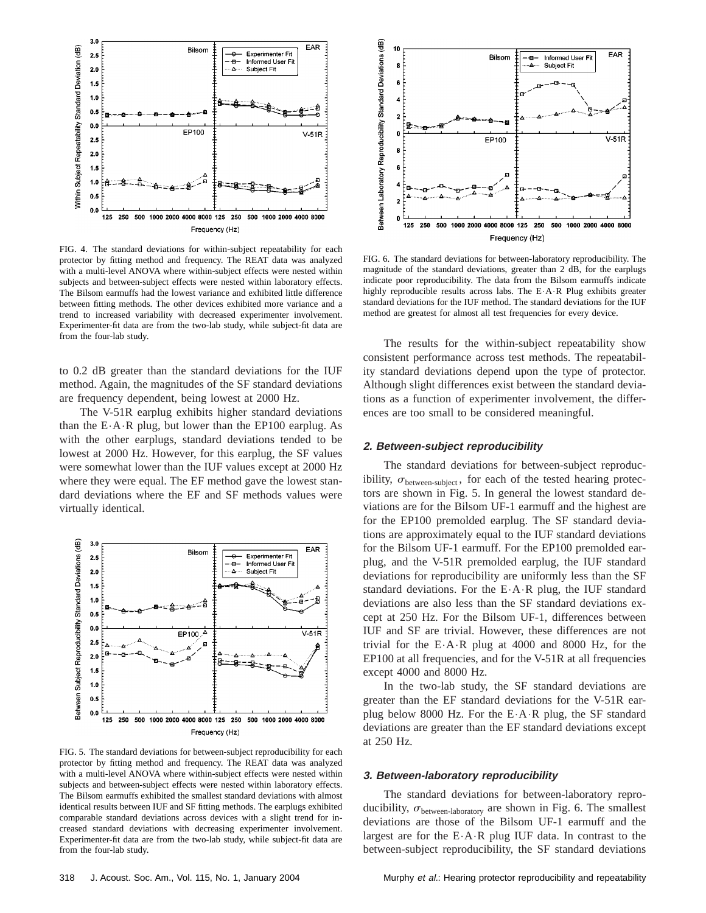FIG. 4. The standard deviations for within-subject repeatability for each protector by fitting method and frequency. The REAT data was analyzed with a multi-level ANOVA where within-subject effects were nested within subjects and between-subject effects were nested within laboratory effects. The Bilsom earmuffs had the lowest variance and exhibited little difference between fitting methods. The other devices exhibited more variance and a trend to increased variability with decreased experimenter involvement. Experimenter-fit data are from the two-lab study, while subject-fit data are from the four-lab study.

to 0.2 dB greater than the standard deviations for the IUF method. Again, the magnitudes of the SF standard deviations are frequency dependent, being lowest at 2000 Hz.

The V-51R earplug exhibits higher standard deviations than the E·A·R plug, but lower than the EP100 earplug. As with the other earplugs, standard deviations tended to be lowest at 2000 Hz. However, for this earplug, the SF values were somewhat lower than the IUF values except at 2000 Hz where they were equal. The EF method gave the lowest standard deviations where the EF and SF methods values were virtually identical.

FIG. 5. The standard deviations for between-subject reproducibility for each protector by fitting method and frequency. The REAT data was analyzed with a multi-level ANOVA where within-subject effects were nested within subjects and between-subject effects were nested within laboratory effects. The Bilsom earmuffs exhibited the smallest standard deviations with almost identical results between IUF and SF fitting methods. The earplugs exhibited comparable standard deviations across devices with a slight trend for increased standard deviations with decreasing experimenter involvement. Experimenter-fit data are from the two-lab study, while subject-fit data are from the four-lab study.

FIG. 6. The standard deviations for between-laboratory reproducibility. The magnitude of the standard deviations, greater than 2 dB, for the earplugs indicate poor reproducibility. The data from the Bilsom earmuffs indicate highly reproducible results across labs. The E·A·R Plug exhibits greater standard deviations for the IUF method. The standard deviations for the IUF method are greatest for almost all test frequencies for every device.

The results for the within-subject repeatability show consistent performance across test methods. The repeatability standard deviations depend upon the type of protector. Although slight differences exist between the standard deviations as a function of experimenter involvement, the differences are too small to be considered meaningful.

### 2. Between-subject reproducibility

The standard deviations for between-subject reproducibility, $\sigma_{\text{between-subject}}$, for each of the tested hearing protectors are shown in Fig. 5. In general the lowest standard deviations are for the Bilsom UF-1 earmuff and the highest are for the EP100 premolded earplug. The SF standard deviations are approximately equal to the IUF standard deviations for the Bilsom UF-1 earmuff. For the EP100 premolded earplug, and the V-51R premolded earplug, the IUF standard deviations for reproducibility are uniformly less than the SF standard deviations. For the E·A·R plug, the IUF standard deviations are also less than the SF standard deviations except at 250 Hz. For the Bilsom UF-1, differences between IUF and SF are trivial. However, these differences are not trivial for the E·A·R plug at 4000 and 8000 Hz, for the EP100 at all frequencies, and for the V-51R at all frequencies except 4000 and 8000 Hz.

In the two-lab study, the SF standard deviations are greater than the EF standard deviations for the V-51R earplug below 8000 Hz. For the E·A·R plug, the SF standard deviations are greater than the EF standard deviations except at 250 Hz.

### 3. Between-laboratory reproducibility

The standard deviations for between-laboratory reproducibility, $\sigma_{\text{between-laboratory}}$ are shown in Fig. 6. The smallest deviations are those of the Bilsom UF-1 earmuff and the largest are for the E·A·R plug IUF data. In contrast to the between-subject reproducibility, the SF standard deviations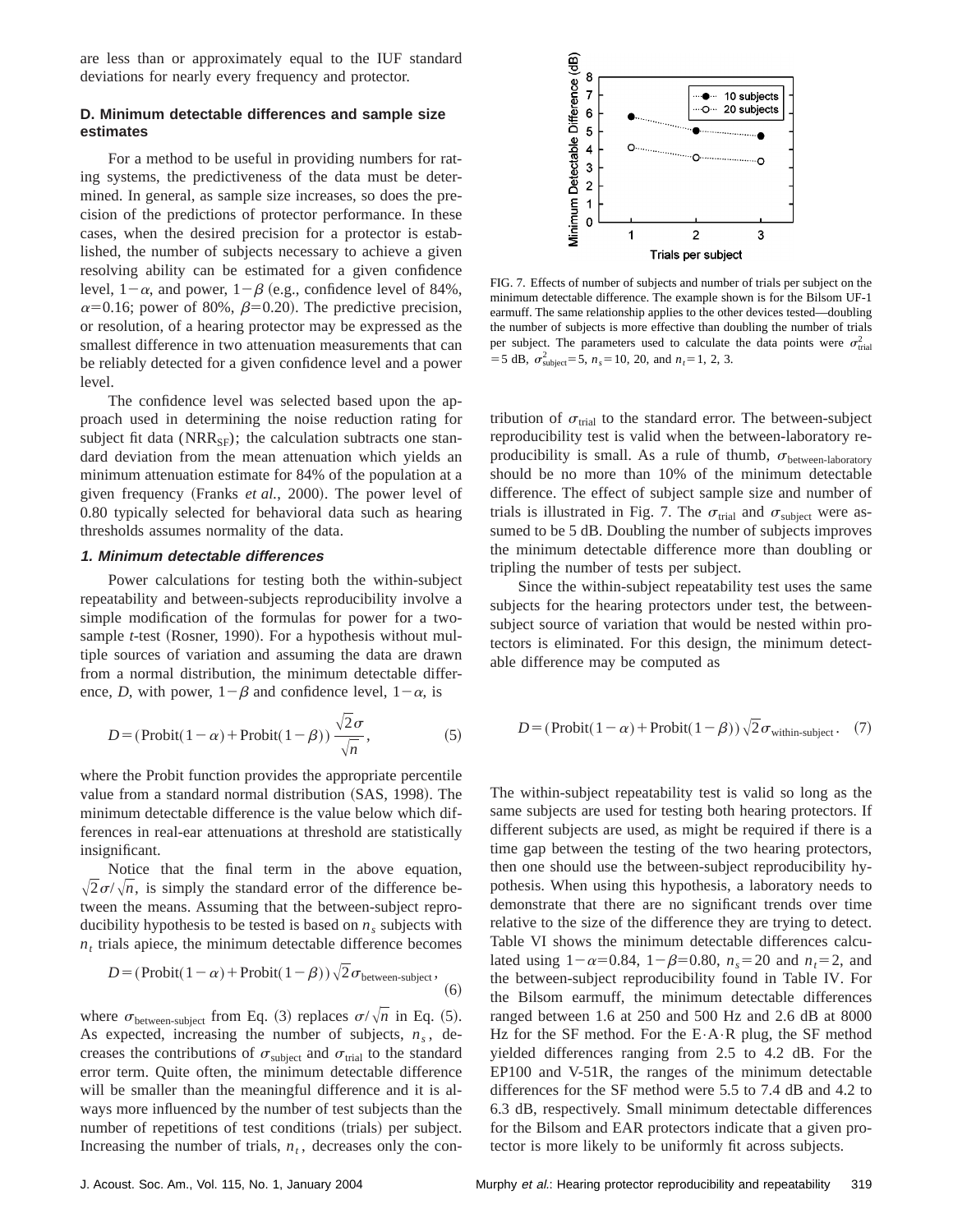are less than or approximately equal to the IUF standard deviations for nearly every frequency and protector.

### D. Minimum detectable differences and sample size estimates

For a method to be useful in providing numbers for rating systems, the predictiveness of the data must be determined. In general, as sample size increases, so does the precision of the predictions of protector performance. In these cases, when the desired precision for a protector is established, the number of subjects necessary to achieve a given resolving ability can be estimated for a given confidence level, $1-\alpha$, and power, $1-\beta$ (e.g., confidence level of 84%, $\alpha=0.16$; power of 80%, $\beta=0.20$). The predictive precision, or resolution, of a hearing protector may be expressed as the smallest difference in two attenuation measurements that can be reliably detected for a given confidence level and a power level.

The confidence level was selected based upon the approach used in determining the noise reduction rating for subject fit data ($NRR_{SF}$); the calculation subtracts one standard deviation from the mean attenuation which yields an minimum attenuation estimate for 84% of the population at a given frequency (Franks *et al.*, 2000). The power level of 0.80 typically selected for behavioral data such as hearing thresholds assumes normality of the data.

#### 1. Minimum detectable differences

Power calculations for testing both the within-subject repeatability and between-subjects reproducibility involve a simple modification of the formulas for power for a two-sample *t*-test (Rosner, 1990). For a hypothesis without multiple sources of variation and assuming the data are drawn from a normal distribution, the minimum detectable difference, $D$, with power, $1-\beta$ and confidence level, $1-\alpha$, is

$$D=(\text{Probit}(1-\alpha)+\text{Probit}(1-\beta))\,\frac{\sqrt{2}\sigma}{\sqrt{n}}, \tag{5}$$

where the Probit function provides the appropriate percentile value from a standard normal distribution (SAS, 1998). The minimum detectable difference is the value below which differences in real-ear attenuations at threshold are statistically insignificant.

Notice that the final term in the above equation, $\sqrt{2}\sigma/\sqrt{n}$, is simply the standard error of the difference between the means. Assuming that the between-subject reproducibility hypothesis to be tested is based on $n_s$ subjects with $n_t$ trials apiece, the minimum detectable difference becomes

$$D=(\text{Probit}(1-\alpha)+\text{Probit}(1-\beta))\,\sqrt{2}\sigma_{\text{between-subject}}, \tag{6}$$

where $\sigma_{\text{between-subject}}$ from Eq. (3) replaces $\sigma/\sqrt{n}$ in Eq. (5). As expected, increasing the number of subjects, $n_s$, decreases the contributions of $\sigma_{\text{subject}}$ and $\sigma_{\text{trial}}$ to the standard error term. Quite often, the minimum detectable difference will be smaller than the meaningful difference and it is always more influenced by the number of test subjects than the number of repetitions of test conditions (trials) per subject. Increasing the number of trials, $n_t$, decreases only the contribution of $\sigma_{\text{trial}}$ to the standard error. The between-subject reproducibility test is valid when the between-laboratory reproducibility is small. As a rule of thumb, $\sigma_{\text{between-laboratory}}$ should be no more than 10% of the minimum detectable difference. The effect of subject sample size and number of trials is illustrated in Fig. 7. The $\sigma_{\text{trial}}$ and $\sigma_{\text{subject}}$ were assumed to be 5 dB. Doubling the number of subjects improves the minimum detectable difference more than doubling or tripling the number of tests per subject.

FIG. 7. Effects of number of subjects and number of trials per subject on the minimum detectable difference. The example shown is for the Bilsom UF-1 earmuff. The same relationship applies to the other devices tested—doubling the number of subjects is more effective than doubling the number of trials per subject. The parameters used to calculate the data points were $\sigma^2_{\text{trial}}=5$ dB, $\sigma^2_{\text{subject}}=5$, $n_s=10$, 20, and $n_t=1$, 2, 3.

Since the within-subject repeatability test uses the same subjects for the hearing protectors under test, the between-subject source of variation that would be nested within protectors is eliminated. For this design, the minimum detectable difference may be computed as

$$D=(\text{Probit}(1-\alpha)+\text{Probit}(1-\beta))\,\sqrt{2}\sigma_{\text{within-subject}}. \tag{7}$$

The within-subject repeatability test is valid so long as the same subjects are used for testing both hearing protectors. If different subjects are used, as might be required if there is a time gap between the testing of the two hearing protectors, then one should use the between-subject reproducibility hypothesis. When using this hypothesis, a laboratory needs to demonstrate that there are no significant trends over time relative to the size of the difference they are trying to detect. Table VI shows the minimum detectable differences calculated using $1-\alpha=0.84$, $1-\beta=0.80$, $n_s=20$ and $n_t=2$, and the between-subject reproducibility found in Table IV. For the Bilsom earmuff, the minimum detectable differences ranged between 1.6 at 250 and 500 Hz and 2.6 dB at 8000 Hz for the SF method. For the E·A·R plug, the SF method yielded differences ranging from 2.5 to 4.2 dB. For the EP100 and V-51R, the ranges of the minimum detectable differences for the SF method were 5.5 to 7.4 dB and 4.2 to 6.3 dB, respectively. Small minimum detectable differences for the Bilsom and EAR protectors indicate that a given protector is more likely to be uniformly fit across subjects.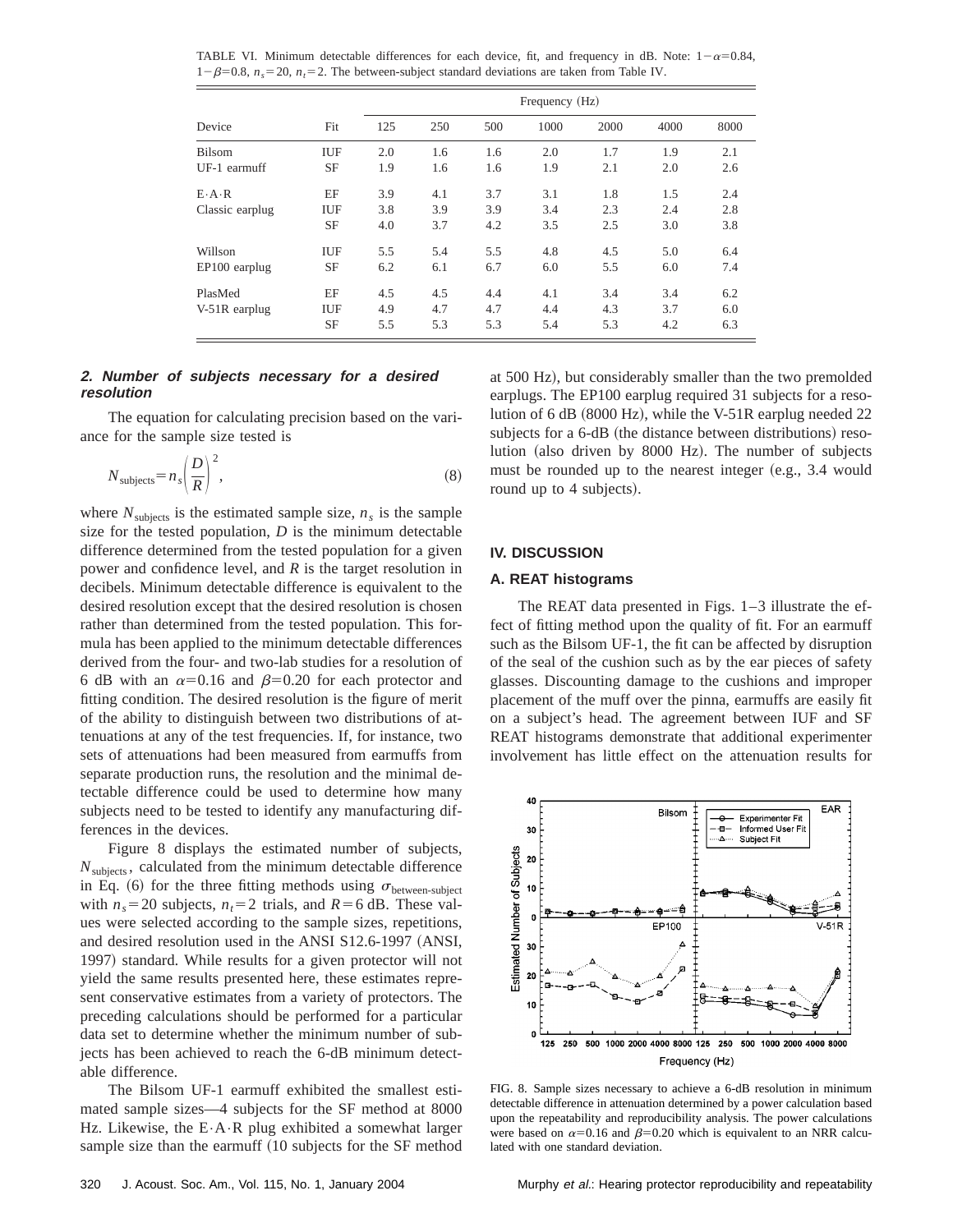TABLE VI. Minimum detectable differences for each device, fit, and frequency in dB. Note: $1-\alpha=0.84$, $1-\beta=0.8$, $n_s=20$, $n_t=2$. The between-subject standard deviations are taken from Table IV.

| Device | Fit | Frequency (Hz) | | | | | | |
|---|---|---|---|---|---|---|---|---|
| | | 125 | 250 | 500 | 1000 | 2000 | 4000 | 8000 |
| Bilsom | IUF | 2.0 | 1.6 | 1.6 | 2.0 | 1.7 | 1.9 | 2.1 |
| UF-1 earmuff | SF | 1.9 | 1.6 | 1.6 | 1.9 | 2.1 | 2.0 | 2.6 |
| E·A·R | EF | 3.9 | 4.1 | 3.7 | 3.1 | 1.8 | 1.5 | 2.4 |
| Classic earplug | IUF | 3.8 | 3.9 | 3.9 | 3.4 | 2.3 | 2.4 | 2.8 |
| | SF | 4.0 | 3.7 | 4.2 | 3.5 | 2.5 | 3.0 | 3.8 |
| Willson | IUF | 5.5 | 5.4 | 5.5 | 4.8 | 4.5 | 5.0 | 6.4 |
| EP100 earplug | SF | 6.2 | 6.1 | 6.7 | 6.0 | 5.5 | 6.0 | 7.4 |
| PlasMed | EF | 4.5 | 4.5 | 4.4 | 4.1 | 3.4 | 3.4 | 6.2 |
| V-51R earplug | IUF | 4.9 | 4.7 | 4.7 | 4.4 | 4.3 | 3.7 | 6.0 |
| | SF | 5.5 | 5.3 | 5.3 | 5.4 | 5.3 | 4.2 | 6.3 |

### 2. Number of subjects necessary for a desired resolution

The equation for calculating precision based on the variance for the sample size tested is

$$N_{\text{subjects}}=n_s\left(\frac{D}{R}\right)^2, \tag{8}$$

where $N_{\text{subjects}}$ is the estimated sample size, $n_s$ is the sample size for the tested population, $D$ is the minimum detectable difference determined from the tested population for a given power and confidence level, and $R$ is the target resolution in decibels. Minimum detectable difference is equivalent to the desired resolution except that the desired resolution is chosen rather than determined from the tested population. This formula has been applied to the minimum detectable differences derived from the four- and two-lab studies for a resolution of 6 dB with an $\alpha=0.16$ and $\beta=0.20$ for each protector and fitting condition. The desired resolution is the figure of merit of the ability to distinguish between two distributions of attenuations at any of the test frequencies. If, for instance, two sets of attenuations had been measured from earmuffs from separate production runs, the resolution and the minimal detectable difference could be used to determine how many subjects need to be tested to identify any manufacturing differences in the devices.

Figure 8 displays the estimated number of subjects, $N_{\text{subjects}}$, calculated from the minimum detectable difference in Eq. (6) for the three fitting methods using $\sigma_{\text{between-subject}}$ with $n_s=20$ subjects, $n_t=2$ trials, and $R=6$ dB. These values were selected according to the sample sizes, repetitions, and desired resolution used in the ANSI S12.6-1997 (ANSI, 1997) standard. While results for a given protector will not yield the same results presented here, these estimates represent conservative estimates from a variety of protectors. The preceding calculations should be performed for a particular data set to determine whether the minimum number of subjects has been achieved to reach the 6-dB minimum detectable difference.

The Bilsom UF-1 earmuff exhibited the smallest estimated sample sizes—4 subjects for the SF method at 8000 Hz. Likewise, the E·A·R plug exhibited a somewhat larger sample size than the earmuff (10 subjects for the SF method at 500 Hz), but considerably smaller than the two premolded earplugs. The EP100 earplug required 31 subjects for a resolution of 6 dB (8000 Hz), while the V-51R earplug needed 22 subjects for a 6-dB (the distance between distributions) resolution (also driven by 8000 Hz). The number of subjects must be rounded up to the nearest integer (e.g., 3.4 would round up to 4 subjects).

## IV. DISCUSSION

### A. REAT histograms

The REAT data presented in Figs. 1–3 illustrate the effect of fitting method upon the quality of fit. For an earmuff such as the Bilsom UF-1, the fit can be affected by disruption of the seal of the cushion such as by the ear pieces of safety glasses. Discounting damage to the cushions and improper placement of the muff over the pinna, earmuffs are easily fit on a subject's head. The agreement between IUF and SF REAT histograms demonstrate that additional experimenter involvement has little effect on the attenuation results for

FIG. 8. Sample sizes necessary to achieve a 6-dB resolution in minimum detectable difference in attenuation determined by a power calculation based upon the repeatability and reproducibility analysis. The power calculations were based on $\alpha=0.16$ and $\beta=0.20$ which is equivalent to an NRR calculated with one standard deviation.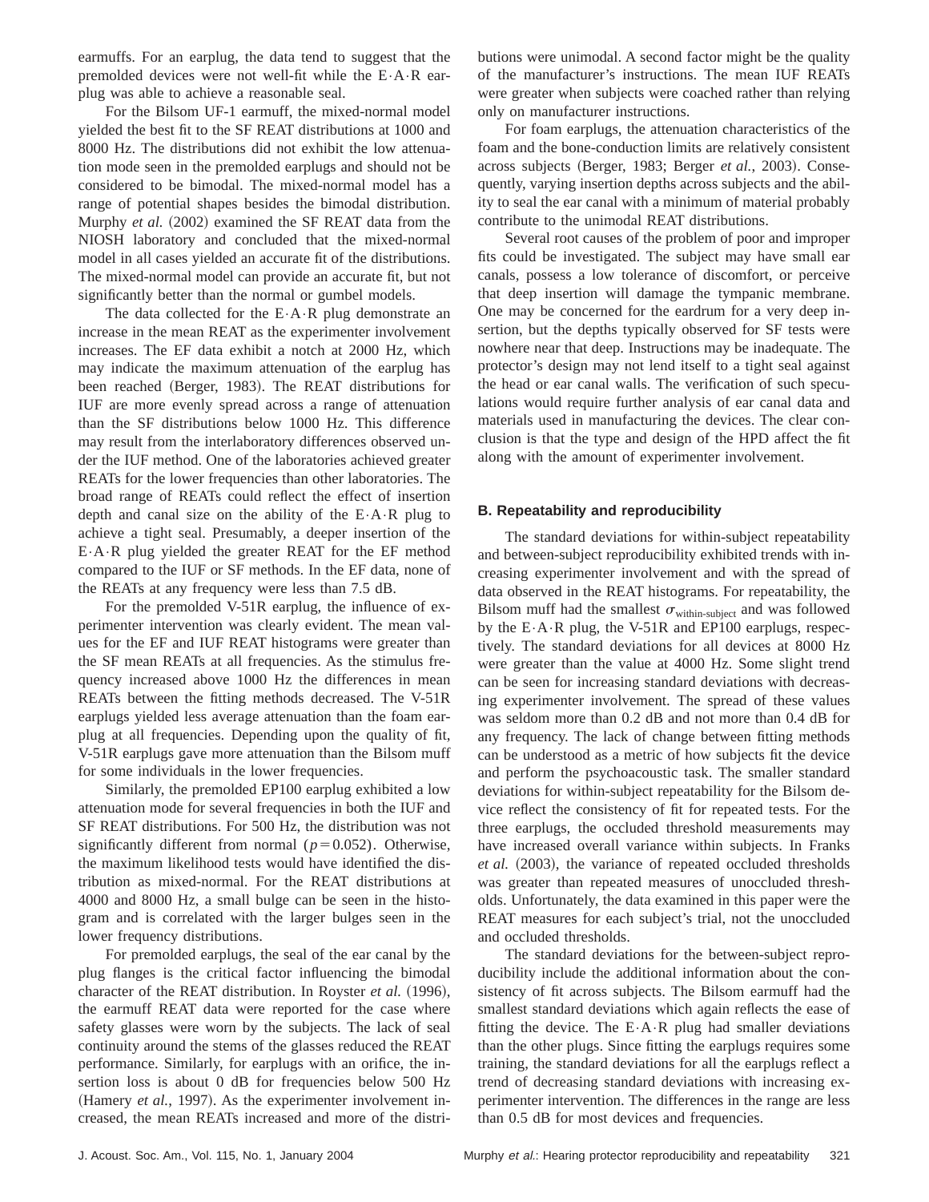earmuffs. For an earplug, the data tend to suggest that the premolded devices were not well-fit while the E·A·R earplug was able to achieve a reasonable seal.

For the Bilsom UF-1 earmuff, the mixed-normal model yielded the best fit to the SF REAT distributions at 1000 and 8000 Hz. The distributions did not exhibit the low attenuation mode seen in the premolded earplugs and should not be considered to be bimodal. The mixed-normal model has a range of potential shapes besides the bimodal distribution. Murphy *et al.* (2002) examined the SF REAT data from the NIOSH laboratory and concluded that the mixed-normal model in all cases yielded an accurate fit of the distributions. The mixed-normal model can provide an accurate fit, but not significantly better than the normal or gumbel models.

The data collected for the E·A·R plug demonstrate an increase in the mean REAT as the experimenter involvement increases. The EF data exhibit a notch at 2000 Hz, which may indicate the maximum attenuation of the earplug has been reached (Berger, 1983). The REAT distributions for IUF are more evenly spread across a range of attenuation than the SF distributions below 1000 Hz. This difference may result from the interlaboratory differences observed under the IUF method. One of the laboratories achieved greater REATs for the lower frequencies than other laboratories. The broad range of REATs could reflect the effect of insertion depth and canal size on the ability of the E·A·R plug to achieve a tight seal. Presumably, a deeper insertion of the E·A·R plug yielded the greater REAT for the EF method compared to the IUF or SF methods. In the EF data, none of the REATs at any frequency were less than 7.5 dB.

For the premolded V-51R earplug, the influence of experimenter intervention was clearly evident. The mean values for the EF and IUF REAT histograms were greater than the SF mean REATs at all frequencies. As the stimulus frequency increased above 1000 Hz the differences in mean REATs between the fitting methods decreased. The V-51R earplugs yielded less average attenuation than the foam earplug at all frequencies. Depending upon the quality of fit, V-51R earplugs gave more attenuation than the Bilsom muff for some individuals in the lower frequencies.

Similarly, the premolded EP100 earplug exhibited a low attenuation mode for several frequencies in both the IUF and SF REAT distributions. For 500 Hz, the distribution was not significantly different from normal ($p = 0.052$). Otherwise, the maximum likelihood tests would have identified the distribution as mixed-normal. For the REAT distributions at 4000 and 8000 Hz, a small bulge can be seen in the histogram and is correlated with the larger bulges seen in the lower frequency distributions.

For premolded earplugs, the seal of the ear canal by the plug flanges is the critical factor influencing the bimodal character of the REAT distribution. In Royster *et al.* (1996), the earmuff REAT data were reported for the case where safety glasses were worn by the subjects. The lack of seal continuity around the stems of the glasses reduced the REAT performance. Similarly, for earplugs with an orifice, the insertion loss is about 0 dB for frequencies below 500 Hz (Hamery *et al.*, 1997). As the experimenter involvement increased, the mean REATs increased and more of the distributions were unimodal. A second factor might be the quality of the manufacturer's instructions. The mean IUF REATs were greater when subjects were coached rather than relying only on manufacturer instructions.

For foam earplugs, the attenuation characteristics of the foam and the bone-conduction limits are relatively consistent across subjects (Berger, 1983; Berger *et al.*, 2003). Consequently, varying insertion depths across subjects and the ability to seal the ear canal with a minimum of material probably contribute to the unimodal REAT distributions.

Several root causes of the problem of poor and improper fits could be investigated. The subject may have small ear canals, possess a low tolerance of discomfort, or perceive that deep insertion will damage the tympanic membrane. One may be concerned for the eardrum for a very deep insertion, but the depths typically observed for SF tests were nowhere near that deep. Instructions may be inadequate. The protector's design may not lend itself to a tight seal against the head or ear canal walls. The verification of such speculations would require further analysis of ear canal data and materials used in manufacturing the devices. The clear conclusion is that the type and design of the HPD affect the fit along with the amount of experimenter involvement.

### B. Repeatability and reproducibility

The standard deviations for within-subject repeatability and between-subject reproducibility exhibited trends with increasing experimenter involvement and with the spread of data observed in the REAT histograms. For repeatability, the Bilsom muff had the smallest $\sigma_{\text{within-subject}}$ and was followed by the E·A·R plug, the V-51R and EP100 earplugs, respectively. The standard deviations for all devices at 8000 Hz were greater than the value at 4000 Hz. Some slight trend can be seen for increasing standard deviations with decreasing experimenter involvement. The spread of these values was seldom more than 0.2 dB and not more than 0.4 dB for any frequency. The lack of change between fitting methods can be understood as a metric of how subjects fit the device and perform the psychoacoustic task. The smaller standard deviations for within-subject repeatability for the Bilsom device reflect the consistency of fit for repeated tests. For the three earplugs, the occluded threshold measurements may have increased overall variance within subjects. In Franks *et al.* (2003), the variance of repeated occluded thresholds was greater than repeated measures of unoccluded thresholds. Unfortunately, the data examined in this paper were the REAT measures for each subject's trial, not the unoccluded and occluded thresholds.

The standard deviations for the between-subject reproducibility include the additional information about the consistency of fit across subjects. The Bilsom earmuff had the smallest standard deviations which again reflects the ease of fitting the device. The E·A·R plug had smaller deviations than the other plugs. Since fitting the earplugs requires some training, the standard deviations for all the earplugs reflect a trend of decreasing standard deviations with increasing experimenter intervention. The differences in the range are less than 0.5 dB for most devices and frequencies.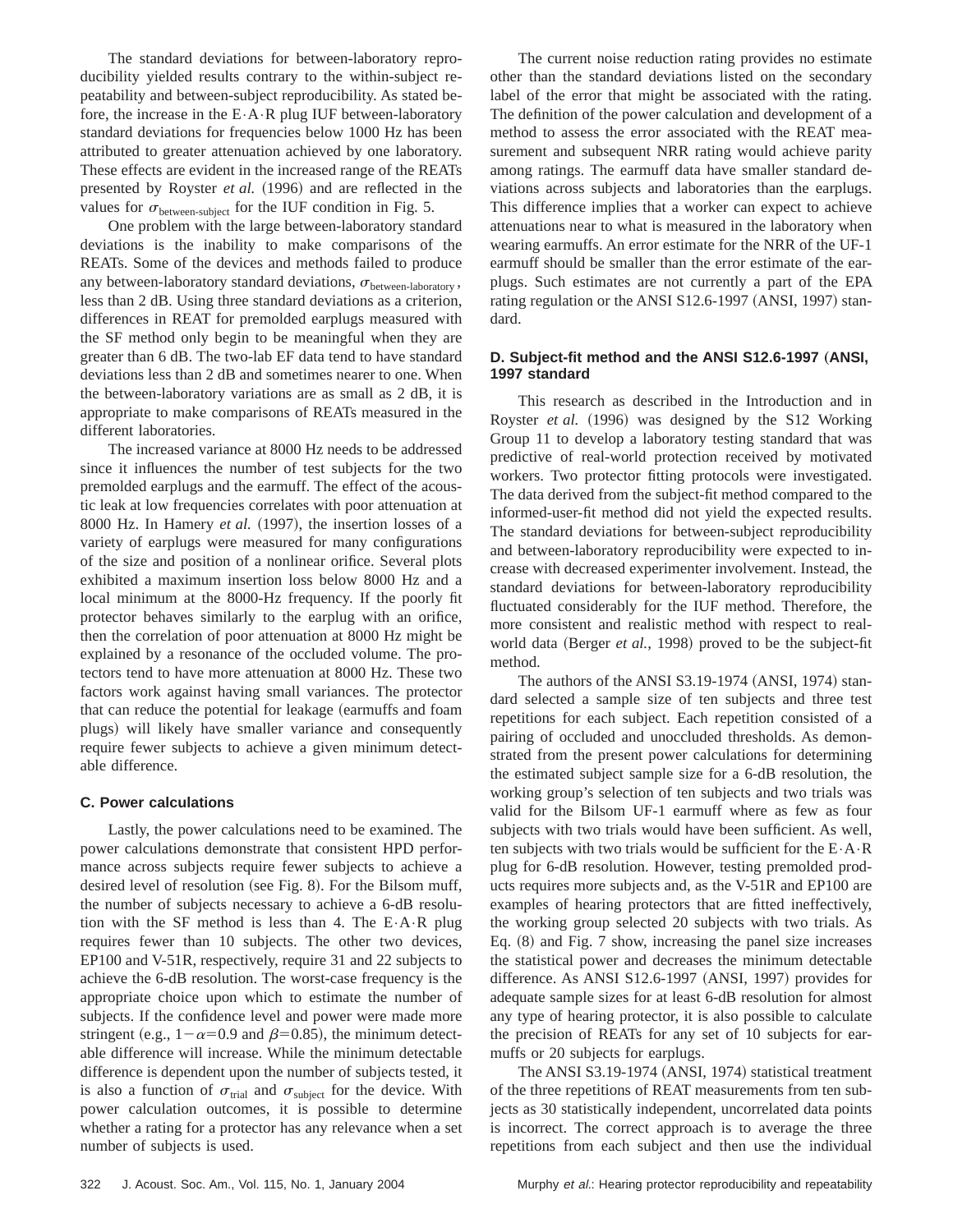The standard deviations for between-laboratory reproducibility yielded results contrary to the within-subject repeatability and between-subject reproducibility. As stated before, the increase in the E·A·R plug IUF between-laboratory standard deviations for frequencies below 1000 Hz has been attributed to greater attenuation achieved by one laboratory. These effects are evident in the increased range of the REATs presented by Royster *et al.* (1996) and are reflected in the values for $\sigma_{\text{between-subject}}$ for the IUF condition in Fig. 5.

One problem with the large between-laboratory standard deviations is the inability to make comparisons of the REATs. Some of the devices and methods failed to produce any between-laboratory standard deviations, $\sigma_{\text{between-laboratory}}$, less than 2 dB. Using three standard deviations as a criterion, differences in REAT for premolded earplugs measured with the SF method only begin to be meaningful when they are greater than 6 dB. The two-lab EF data tend to have standard deviations less than 2 dB and sometimes nearer to one. When the between-laboratory variations are as small as 2 dB, it is appropriate to make comparisons of REATs measured in the different laboratories.

The increased variance at 8000 Hz needs to be addressed since it influences the number of test subjects for the two premolded earplugs and the earmuff. The effect of the acoustic leak at low frequencies correlates with poor attenuation at 8000 Hz. In Hamery *et al.* (1997), the insertion losses of a variety of earplugs were measured for many configurations of the size and position of a nonlinear orifice. Several plots exhibited a maximum insertion loss below 8000 Hz and a local minimum at the 8000-Hz frequency. If the poorly fit protector behaves similarly to the earplug with an orifice, then the correlation of poor attenuation at 8000 Hz might be explained by a resonance of the occluded volume. The protectors tend to have more attenuation at 8000 Hz. These two factors work against having small variances. The protector that can reduce the potential for leakage (earmuffs and foam plugs) will likely have smaller variance and consequently require fewer subjects to achieve a given minimum detectable difference.

### C. Power calculations

Lastly, the power calculations need to be examined. The power calculations demonstrate that consistent HPD performance across subjects require fewer subjects to achieve a desired level of resolution (see Fig. 8). For the Bilsom muff, the number of subjects necessary to achieve a 6-dB resolution with the SF method is less than 4. The E·A·R plug requires fewer than 10 subjects. The other two devices, EP100 and V-51R, respectively, require 31 and 22 subjects to achieve the 6-dB resolution. The worst-case frequency is the appropriate choice upon which to estimate the number of subjects. If the confidence level and power were made more stringent (e.g., $1-\alpha=0.9$ and $\beta=0.85$), the minimum detectable difference will increase. While the minimum detectable difference is dependent upon the number of subjects tested, it is also a function of $\sigma_{\text{trial}}$ and $\sigma_{\text{subject}}$ for the device. With power calculation outcomes, it is possible to determine whether a rating for a protector has any relevance when a set number of subjects is used.

The current noise reduction rating provides no estimate other than the standard deviations listed on the secondary label of the error that might be associated with the rating. The definition of the power calculation and development of a method to assess the error associated with the REAT measurement and subsequent NRR rating would achieve parity among ratings. The earmuff data have smaller standard deviations across subjects and laboratories than the earplugs. This difference implies that a worker can expect to achieve attenuations near to what is measured in the laboratory when wearing earmuffs. An error estimate for the NRR of the UF-1 earmuff should be smaller than the error estimate of the earplugs. Such estimates are not currently a part of the EPA rating regulation or the ANSI S12.6-1997 (ANSI, 1997) standard.

### D. Subject-fit method and the ANSI S12.6-1997 (ANSI, 1997 standard

This research as described in the Introduction and in Royster *et al.* (1996) was designed by the S12 Working Group 11 to develop a laboratory testing standard that was predictive of real-world protection received by motivated workers. Two protector fitting protocols were investigated. The data derived from the subject-fit method compared to the informed-user-fit method did not yield the expected results. The standard deviations for between-subject reproducibility and between-laboratory reproducibility were expected to increase with decreased experimenter involvement. Instead, the standard deviations for between-laboratory reproducibility fluctuated considerably for the IUF method. Therefore, the more consistent and realistic method with respect to real-world data (Berger *et al.*, 1998) proved to be the subject-fit method.

The authors of the ANSI S3.19-1974 (ANSI, 1974) standard selected a sample size of ten subjects and three test repetitions for each subject. Each repetition consisted of a pairing of occluded and unoccluded thresholds. As demonstrated from the present power calculations for determining the estimated subject sample size for a 6-dB resolution, the working group's selection of ten subjects and two trials was valid for the Bilsom UF-1 earmuff where as few as four subjects with two trials would have been sufficient. As well, ten subjects with two trials would be sufficient for the E·A·R plug for 6-dB resolution. However, testing premolded products requires more subjects and, as the V-51R and EP100 are examples of hearing protectors that are fitted ineffectively, the working group selected 20 subjects with two trials. As Eq. (8) and Fig. 7 show, increasing the panel size increases the statistical power and decreases the minimum detectable difference. As ANSI S12.6-1997 (ANSI, 1997) provides for adequate sample sizes for at least 6-dB resolution for almost any type of hearing protector, it is also possible to calculate the precision of REATs for any set of 10 subjects for earmuffs or 20 subjects for earplugs.

The ANSI S3.19-1974 (ANSI, 1974) statistical treatment of the three repetitions of REAT measurements from ten subjects as 30 statistically independent, uncorrelated data points is incorrect. The correct approach is to average the three repetitions from each subject and then use the individual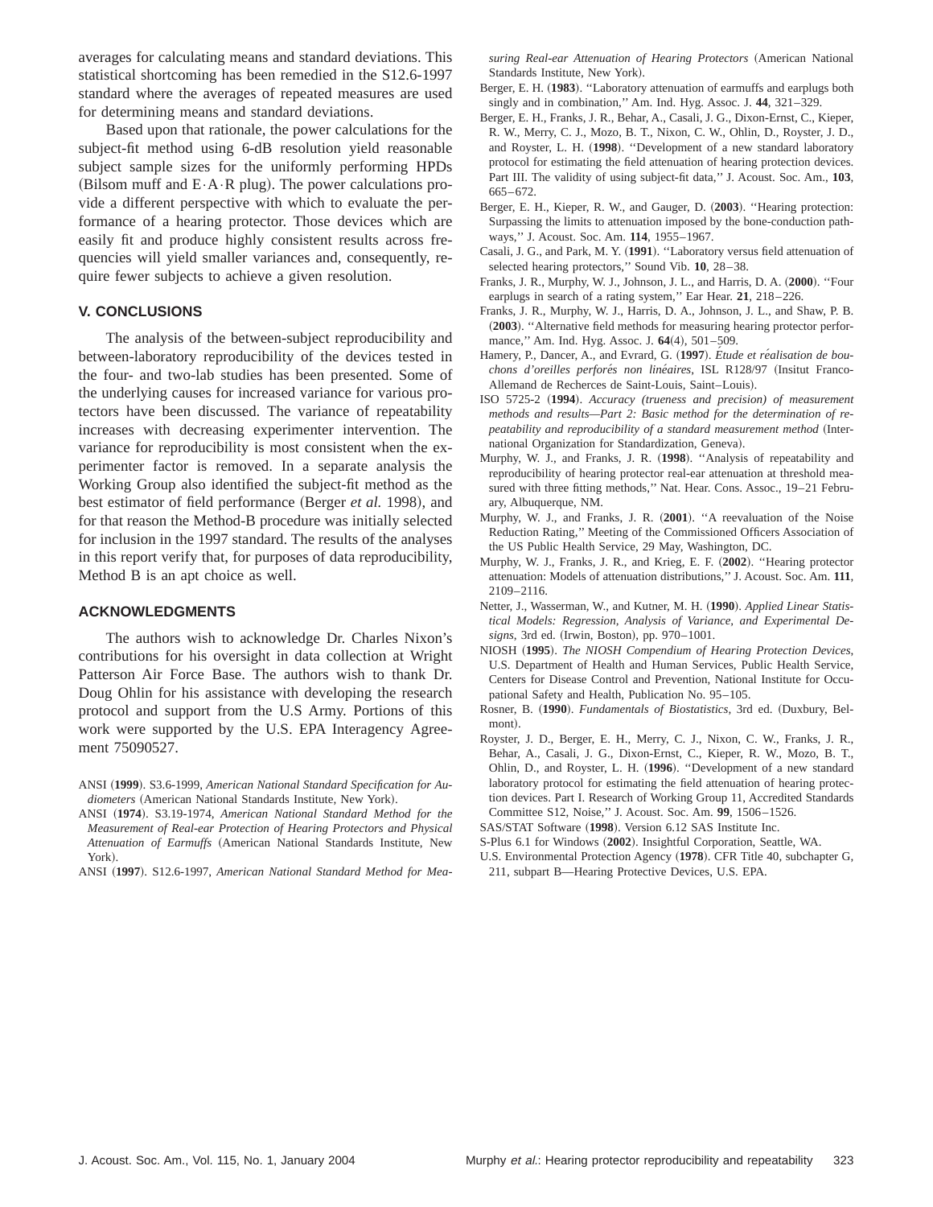averages for calculating means and standard deviations. This statistical shortcoming has been remedied in the S12.6-1997 standard where the averages of repeated measures are used for determining means and standard deviations.

Based upon that rationale, the power calculations for the subject-fit method using 6-dB resolution yield reasonable subject sample sizes for the uniformly performing HPDs (Bilsom muff and E·A·R plug). The power calculations provide a different perspective with which to evaluate the performance of a hearing protector. Those devices which are easily fit and produce highly consistent results across frequencies will yield smaller variances and, consequently, require fewer subjects to achieve a given resolution.

## V. CONCLUSIONS

The analysis of the between-subject reproducibility and between-laboratory reproducibility of the devices tested in the four- and two-lab studies has been presented. Some of the underlying causes for increased variance for various protectors have been discussed. The variance of repeatability increases with decreasing experimenter intervention. The variance for reproducibility is most consistent when the experimenter factor is removed. In a separate analysis the Working Group also identified the subject-fit method as the best estimator of field performance (Berger *et al.* 1998), and for that reason the Method-B procedure was initially selected for inclusion in the 1997 standard. The results of the analyses in this report verify that, for purposes of data reproducibility, Method B is an apt choice as well.

## ACKNOWLEDGMENTS

The authors wish to acknowledge Dr. Charles Nixon's contributions for his oversight in data collection at Wright Patterson Air Force Base. The authors wish to thank Dr. Doug Ohlin for his assistance with developing the research protocol and support from the U.S Army. Portions of this work were supported by the U.S. EPA Interagency Agreement 75090527.

ANSI (**1999**). S3.6-1999, *American National Standard Specification for Audiometers* (American National Standards Institute, New York).

ANSI (**1974**). S3.19-1974, *American National Standard Method for the Measurement of Real-ear Protection of Hearing Protectors and Physical Attenuation of Earmuffs* (American National Standards Institute, New York).

ANSI (**1997**). S12.6-1997, *American National Standard Method for Measuring Real-ear Attenuation of Hearing Protectors* (American National Standards Institute, New York).

Berger, E. H. (**1983**). "Laboratory attenuation of earmuffs and earplugs both singly and in combination," Am. Ind. Hyg. Assoc. J. **44**, 321–329.

Berger, E. H., Franks, J. R., Behar, A., Casali, J. G., Dixon-Ernst, C., Kieper, R. W., Merry, C. J., Mozo, B. T., Nixon, C. W., Ohlin, D., Royster, J. D., and Royster, L. H. (**1998**). "Development of a new standard laboratory protocol for estimating the field attenuation of hearing protection devices. Part III. The validity of using subject-fit data," J. Acoust. Soc. Am., **103**, 665–672.

Berger, E. H., Kieper, R. W., and Gauger, D. (**2003**). "Hearing protection: Surpassing the limits to attenuation imposed by the bone-conduction pathways," J. Acoust. Soc. Am. **114**, 1955–1967.

Casali, J. G., and Park, M. Y. (**1991**). "Laboratory versus field attenuation of selected hearing protectors," Sound Vib. **10**, 28–38.

Franks, J. R., Murphy, W. J., Johnson, J. L., and Harris, D. A. (**2000**). "Four earplugs in search of a rating system," Ear Hear. **21**, 218–226.

Franks, J. R., Murphy, W. J., Harris, D. A., Johnson, J. L., and Shaw, P. B. (**2003**). "Alternative field methods for measuring hearing protector performance," Am. Ind. Hyg. Assoc. J. **64**(4), 501–509.

Hamery, P., Dancer, A., and Evrard, G. (**1997**). *Étude et réalisation de bouchons d'oreilles perforés non linéaires*, ISL R128/97 (Insitut Franco-Allemand de Recherces de Saint-Louis, Saint–Louis).

ISO 5725-2 (**1994**). *Accuracy (trueness and precision) of measurement methods and results—Part 2: Basic method for the determination of repeatability and reproducibility of a standard measurement method* (International Organization for Standardization, Geneva).

Murphy, W. J., and Franks, J. R. (**1998**). "Analysis of repeatability and reproducibility of hearing protector real-ear attenuation at threshold measured with three fitting methods," Nat. Hear. Cons. Assoc., 19–21 February, Albuquerque, NM.

Murphy, W. J., and Franks, J. R. (**2001**). "A reevaluation of the Noise Reduction Rating," Meeting of the Commissioned Officers Association of the US Public Health Service, 29 May, Washington, DC.

Murphy, W. J., Franks, J. R., and Krieg, E. F. (**2002**). "Hearing protector attenuation: Models of attenuation distributions," J. Acoust. Soc. Am. **111**, 2109–2116.

Netter, J., Wasserman, W., and Kutner, M. H. (**1990**). *Applied Linear Statistical Models: Regression, Analysis of Variance, and Experimental Designs*, 3rd ed. (Irwin, Boston), pp. 970–1001.

NIOSH (**1995**). *The NIOSH Compendium of Hearing Protection Devices*, U.S. Department of Health and Human Services, Public Health Service, Centers for Disease Control and Prevention, National Institute for Occupational Safety and Health, Publication No. 95–105.

Rosner, B. (**1990**). *Fundamentals of Biostatistics*, 3rd ed. (Duxbury, Belmont).

Royster, J. D., Berger, E. H., Merry, C. J., Nixon, C. W., Franks, J. R., Behar, A., Casali, J. G., Dixon-Ernst, C., Kieper, R. W., Mozo, B. T., Ohlin, D., and Royster, L. H. (**1996**). "Development of a new standard laboratory protocol for estimating the field attenuation of hearing protection devices. Part I. Research of Working Group 11, Accredited Standards Committee S12, Noise," J. Acoust. Soc. Am. **99**, 1506–1526.

SAS/STAT Software (**1998**). Version 6.12 SAS Institute Inc.

S-Plus 6.1 for Windows (**2002**). Insightful Corporation, Seattle, WA.

U.S. Environmental Protection Agency (**1978**). CFR Title 40, subchapter G, 211, subpart B—Hearing Protective Devices, U.S. EPA.